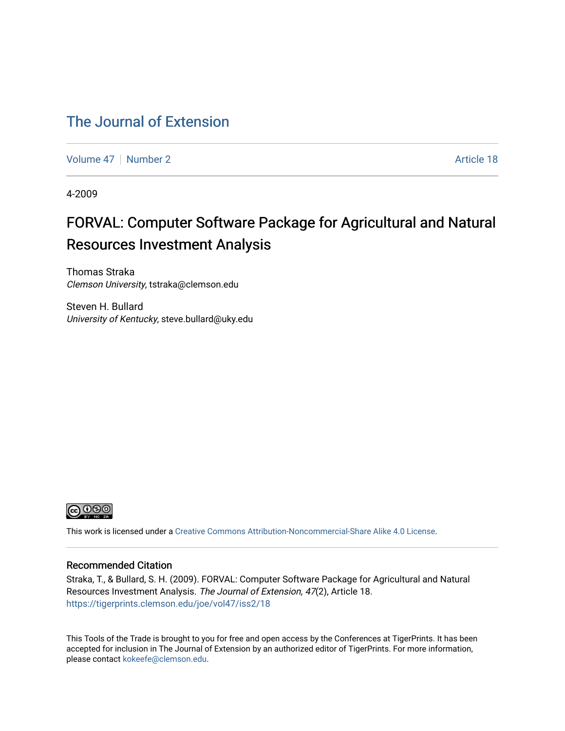# The Journal of Extension

Volume 47 | Number 2 | Article 18

4-2009

## FORVAL: Computer Software Package for Agricultural and Natural Resources Investment Analysis

Thomas Straka
*Clemson University*, tstraka@clemson.edu

Steven H. Bullard
*University of Kentucky*, steve.bullard@uky.edu

This work is licensed under a Creative Commons Attribution-Noncommercial-Share Alike 4.0 License.

### Recommended Citation

Straka, T., & Bullard, S. H. (2009). FORVAL: Computer Software Package for Agricultural and Natural Resources Investment Analysis. *The Journal of Extension, 47*(2), Article 18. https://tigerprints.clemson.edu/joe/vol47/iss2/18

This Tools of the Trade is brought to you for free and open access by the Conferences at TigerPrints. It has been accepted for inclusion in The Journal of Extension by an authorized editor of TigerPrints. For more information, please contact kokeefe@clemson.edu.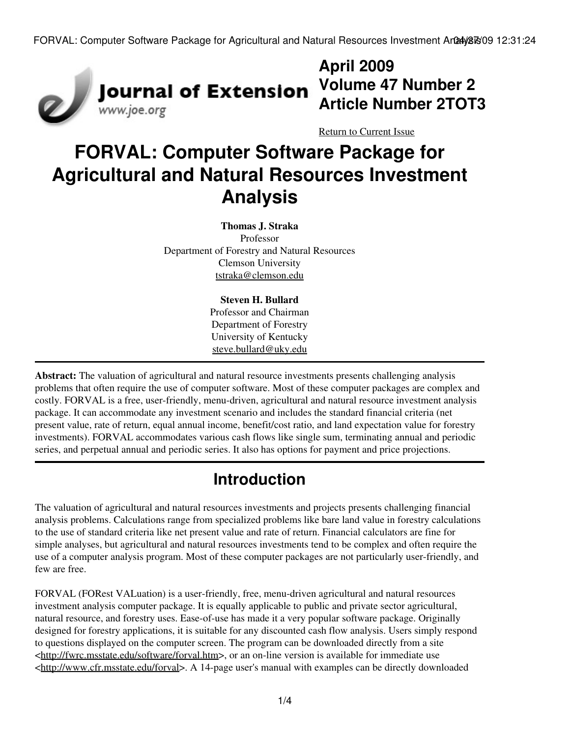April 2009
Volume 47 Number 2
Article Number 2TOT3

Return to Current Issue

# FORVAL: Computer Software Package for Agricultural and Natural Resources Investment Analysis

**Thomas J. Straka**
Professor
Department of Forestry and Natural Resources
Clemson University
tstraka@clemson.edu

**Steven H. Bullard**
Professor and Chairman
Department of Forestry
University of Kentucky
steve.bullard@uky.edu

**Abstract:** The valuation of agricultural and natural resource investments presents challenging analysis problems that often require the use of computer software. Most of these computer packages are complex and costly. FORVAL is a free, user-friendly, menu-driven, agricultural and natural resource investment analysis package. It can accommodate any investment scenario and includes the standard financial criteria (net present value, rate of return, equal annual income, benefit/cost ratio, and land expectation value for forestry investments). FORVAL accommodates various cash flows like single sum, terminating annual and periodic series, and perpetual annual and periodic series. It also has options for payment and price projections.

## Introduction

The valuation of agricultural and natural resources investments and projects presents challenging financial analysis problems. Calculations range from specialized problems like bare land value in forestry calculations to the use of standard criteria like net present value and rate of return. Financial calculators are fine for simple analyses, but agricultural and natural resources investments tend to be complex and often require the use of a computer analysis program. Most of these computer packages are not particularly user-friendly, and few are free.

FORVAL (FORest VALuation) is a user-friendly, free, menu-driven agricultural and natural resources investment analysis computer package. It is equally applicable to public and private sector agricultural, natural resource, and forestry uses. Ease-of-use has made it a very popular software package. Originally designed for forestry applications, it is suitable for any discounted cash flow analysis. Users simply respond to questions displayed on the computer screen. The program can be downloaded directly from a site <http://fwrc.msstate.edu/software/forval.htm>, or an on-line version is available for immediate use <http://www.cfr.msstate.edu/forval>. A 14-page user's manual with examples can be directly downloaded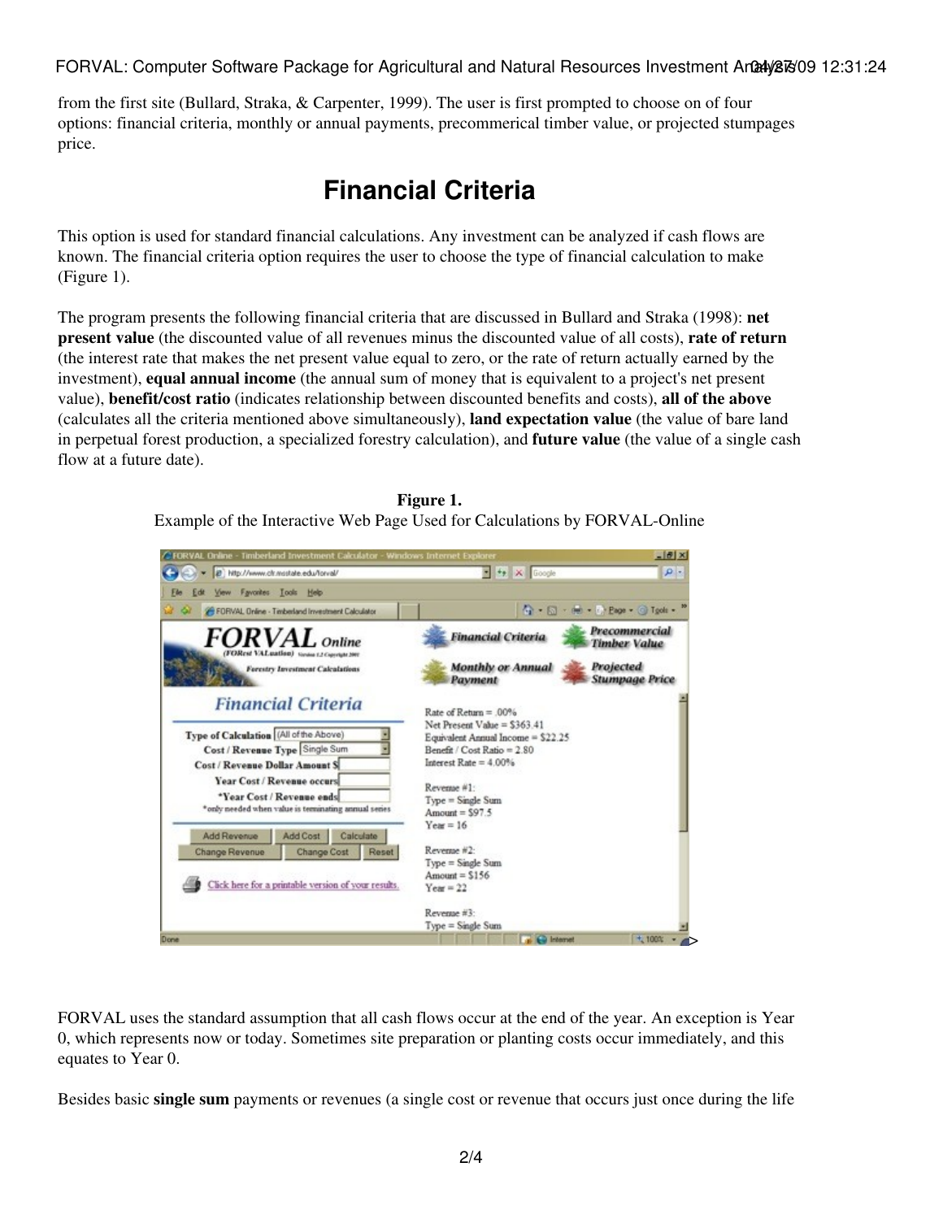from the first site (Bullard, Straka, & Carpenter, 1999). The user is first prompted to choose on of four options: financial criteria, monthly or annual payments, precommerical timber value, or projected stumpages price.

## Financial Criteria

This option is used for standard financial calculations. Any investment can be analyzed if cash flows are known. The financial criteria option requires the user to choose the type of financial calculation to make (Figure 1).

The program presents the following financial criteria that are discussed in Bullard and Straka (1998): **net present value** (the discounted value of all revenues minus the discounted value of all costs), **rate of return** (the interest rate that makes the net present value equal to zero, or the rate of return actually earned by the investment), **equal annual income** (the annual sum of money that is equivalent to a project's net present value), **benefit/cost ratio** (indicates relationship between discounted benefits and costs), **all of the above** (calculates all the criteria mentioned above simultaneously), **land expectation value** (the value of bare land in perpetual forest production, a specialized forestry calculation), and **future value** (the value of a single cash flow at a future date).

**Figure 1.**
Example of the Interactive Web Page Used for Calculations by FORVAL-Online

FORVAL uses the standard assumption that all cash flows occur at the end of the year. An exception is Year 0, which represents now or today. Sometimes site preparation or planting costs occur immediately, and this equates to Year 0.

Besides basic **single sum** payments or revenues (a single cost or revenue that occurs just once during the life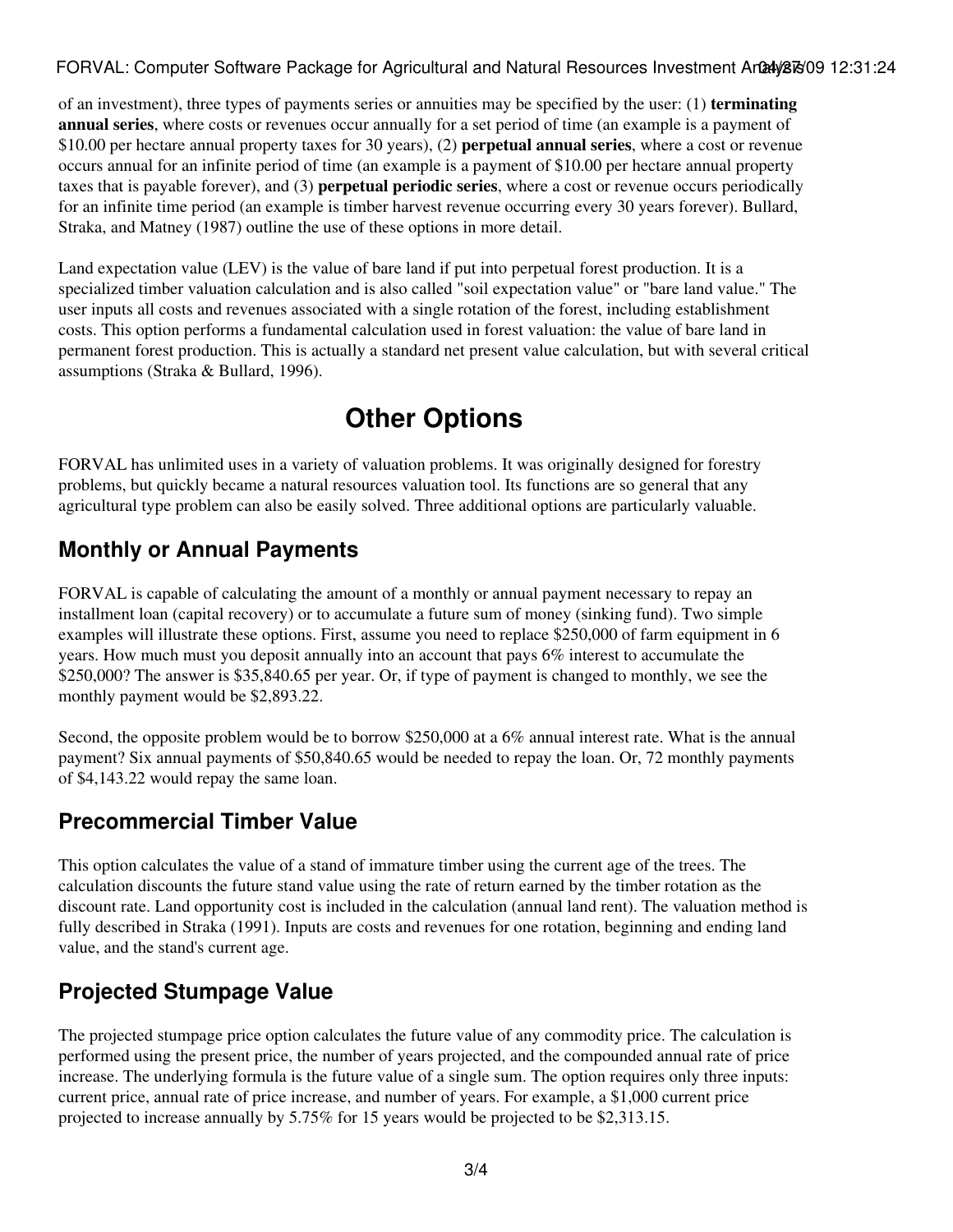of an investment), three types of payments series or annuities may be specified by the user: (1) **terminating annual series**, where costs or revenues occur annually for a set period of time (an example is a payment of $10.00 per hectare annual property taxes for 30 years), (2) **perpetual annual series**, where a cost or revenue occurs annual for an infinite period of time (an example is a payment of $10.00 per hectare annual property taxes that is payable forever), and (3) **perpetual periodic series**, where a cost or revenue occurs periodically for an infinite time period (an example is timber harvest revenue occurring every 30 years forever). Bullard, Straka, and Matney (1987) outline the use of these options in more detail.

Land expectation value (LEV) is the value of bare land if put into perpetual forest production. It is a specialized timber valuation calculation and is also called "soil expectation value" or "bare land value." The user inputs all costs and revenues associated with a single rotation of the forest, including establishment costs. This option performs a fundamental calculation used in forest valuation: the value of bare land in permanent forest production. This is actually a standard net present value calculation, but with several critical assumptions (Straka & Bullard, 1996).

# Other Options

FORVAL has unlimited uses in a variety of valuation problems. It was originally designed for forestry problems, but quickly became a natural resources valuation tool. Its functions are so general that any agricultural type problem can also be easily solved. Three additional options are particularly valuable.

## Monthly or Annual Payments

FORVAL is capable of calculating the amount of a monthly or annual payment necessary to repay an installment loan (capital recovery) or to accumulate a future sum of money (sinking fund). Two simple examples will illustrate these options. First, assume you need to replace $250,000 of farm equipment in 6 years. How much must you deposit annually into an account that pays 6% interest to accumulate the $250,000? The answer is $35,840.65 per year. Or, if type of payment is changed to monthly, we see the monthly payment would be $2,893.22.

Second, the opposite problem would be to borrow $250,000 at a 6% annual interest rate. What is the annual payment? Six annual payments of $50,840.65 would be needed to repay the loan. Or, 72 monthly payments of $4,143.22 would repay the same loan.

## Precommercial Timber Value

This option calculates the value of a stand of immature timber using the current age of the trees. The calculation discounts the future stand value using the rate of return earned by the timber rotation as the discount rate. Land opportunity cost is included in the calculation (annual land rent). The valuation method is fully described in Straka (1991). Inputs are costs and revenues for one rotation, beginning and ending land value, and the stand's current age.

## Projected Stumpage Value

The projected stumpage price option calculates the future value of any commodity price. The calculation is performed using the present price, the number of years projected, and the compounded annual rate of price increase. The underlying formula is the future value of a single sum. The option requires only three inputs: current price, annual rate of price increase, and number of years. For example, a $1,000 current price projected to increase annually by 5.75% for 15 years would be projected to be $2,313.15.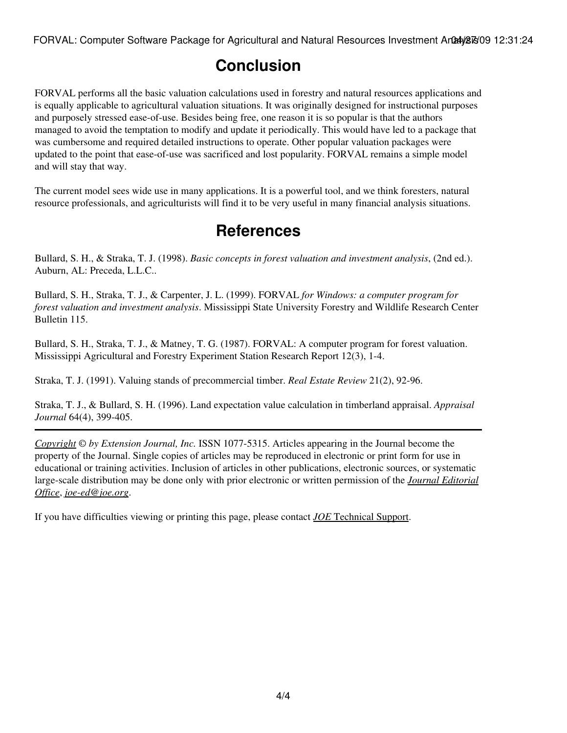## Conclusion

FORVAL performs all the basic valuation calculations used in forestry and natural resources applications and is equally applicable to agricultural valuation situations. It was originally designed for instructional purposes and purposely stressed ease-of-use. Besides being free, one reason it is so popular is that the authors managed to avoid the temptation to modify and update it periodically. This would have led to a package that was cumbersome and required detailed instructions to operate. Other popular valuation packages were updated to the point that ease-of-use was sacrificed and lost popularity. FORVAL remains a simple model and will stay that way.

The current model sees wide use in many applications. It is a powerful tool, and we think foresters, natural resource professionals, and agriculturists will find it to be very useful in many financial analysis situations.

## References

Bullard, S. H., & Straka, T. J. (1998). *Basic concepts in forest valuation and investment analysis*, (2nd ed.). Auburn, AL: Preceda, L.L.C..

Bullard, S. H., Straka, T. J., & Carpenter, J. L. (1999). FORVAL *for Windows: a computer program for forest valuation and investment analysis*. Mississippi State University Forestry and Wildlife Research Center Bulletin 115.

Bullard, S. H., Straka, T. J., & Matney, T. G. (1987). FORVAL: A computer program for forest valuation. Mississippi Agricultural and Forestry Experiment Station Research Report 12(3), 1-4.

Straka, T. J. (1991). Valuing stands of precommercial timber. *Real Estate Review* 21(2), 92-96.

Straka, T. J., & Bullard, S. H. (1996). Land expectation value calculation in timberland appraisal. *Appraisal Journal* 64(4), 399-405.

---

*Copyright © by Extension Journal, Inc.* ISSN 1077-5315. Articles appearing in the Journal become the property of the Journal. Single copies of articles may be reproduced in electronic or print form for use in educational or training activities. Inclusion of articles in other publications, electronic sources, or systematic large-scale distribution may be done only with prior electronic or written permission of the *Journal Editorial Office*, *joe-ed@joe.org*.

If you have difficulties viewing or printing this page, please contact *JOE* Technical Support.